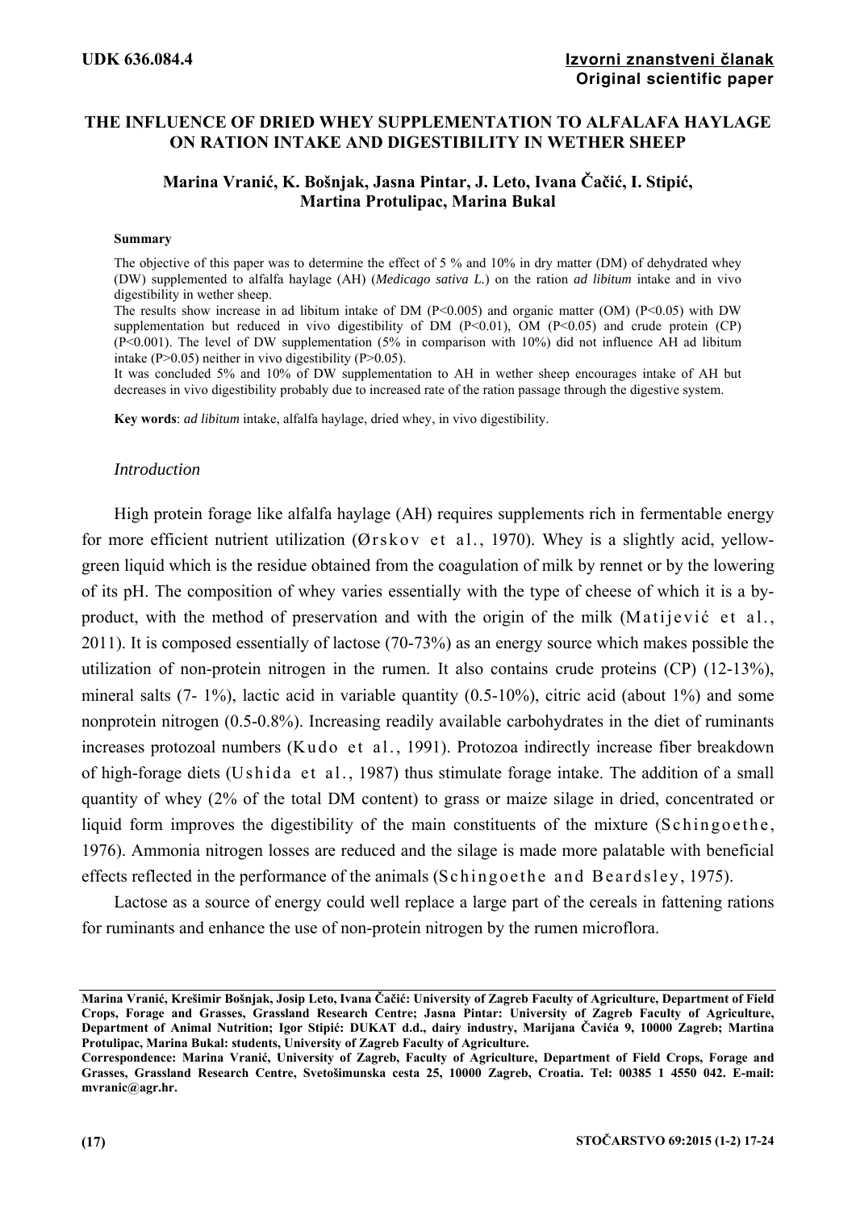**UDK 636.084.4**

**Izvorni znanstveni članak**
**Original scientific paper**

# THE INFLUENCE OF DRIED WHEY SUPPLEMENTATION TO ALFALAFA HAYLAGE ON RATION INTAKE AND DIGESTIBILITY IN WETHER SHEEP

**Marina Vranić, K. Bošnjak, Jasna Pintar, J. Leto, Ivana Čačić, I. Stipić, Martina Protulipac, Marina Bukal**

## Summary

The objective of this paper was to determine the effect of 5 % and 10% in dry matter (DM) of dehydrated whey (DW) supplemented to alfalfa haylage (AH) (*Medicago sativa L.*) on the ration *ad libitum* intake and in vivo digestibility in wether sheep.

The results show increase in ad libitum intake of DM ($P<0.005$) and organic matter (OM) ($P<0.05$) with DW supplementation but reduced in vivo digestibility of DM ($P<0.01$), OM ($P<0.05$) and crude protein (CP) ($P<0.001$). The level of DW supplementation (5% in comparison with 10%) did not influence AH ad libitum intake ($P>0.05$) neither in vivo digestibility ($P>0.05$).

It was concluded 5% and 10% of DW supplementation to AH in wether sheep encourages intake of AH but decreases in vivo digestibility probably due to increased rate of the ration passage through the digestive system.

**Key words**: *ad libitum* intake, alfalfa haylage, dried whey, in vivo digestibility.

## *Introduction*

High protein forage like alfalfa haylage (AH) requires supplements rich in fermentable energy for more efficient nutrient utilization (Ørskov et al., 1970). Whey is a slightly acid, yellow-green liquid which is the residue obtained from the coagulation of milk by rennet or by the lowering of its pH. The composition of whey varies essentially with the type of cheese of which it is a by-product, with the method of preservation and with the origin of the milk (Matijević et al., 2011). It is composed essentially of lactose (70-73%) as an energy source which makes possible the utilization of non-protein nitrogen in the rumen. It also contains crude proteins (CP) (12-13%), mineral salts (7- 1%), lactic acid in variable quantity (0.5-10%), citric acid (about 1%) and some nonprotein nitrogen (0.5-0.8%). Increasing readily available carbohydrates in the diet of ruminants increases protozoal numbers (Kudo et al., 1991). Protozoa indirectly increase fiber breakdown of high-forage diets (Ushida et al., 1987) thus stimulate forage intake. The addition of a small quantity of whey (2% of the total DM content) to grass or maize silage in dried, concentrated or liquid form improves the digestibility of the main constituents of the mixture (Schingoethe, 1976). Ammonia nitrogen losses are reduced and the silage is made more palatable with beneficial effects reflected in the performance of the animals (Schingoethe and Beardsley, 1975).

Lactose as a source of energy could well replace a large part of the cereals in fattening rations for ruminants and enhance the use of non-protein nitrogen by the rumen microflora.

---

**Marina Vranić, Krešimir Bošnjak, Josip Leto, Ivana Čačić: University of Zagreb Faculty of Agriculture, Department of Field Crops, Forage and Grasses, Grassland Research Centre; Jasna Pintar: University of Zagreb Faculty of Agriculture, Department of Animal Nutrition; Igor Stipić: DUKAT d.d., dairy industry, Marijana Čavića 9, 10000 Zagreb; Martina Protulipac, Marina Bukal: students, University of Zagreb Faculty of Agriculture.**

**Correspondence: Marina Vranić, University of Zagreb, Faculty of Agriculture, Department of Field Crops, Forage and Grasses, Grassland Research Centre, Svetošimunska cesta 25, 10000 Zagreb, Croatia. Tel: 00385 1 4550 042. E-mail: mvranic@agr.hr.**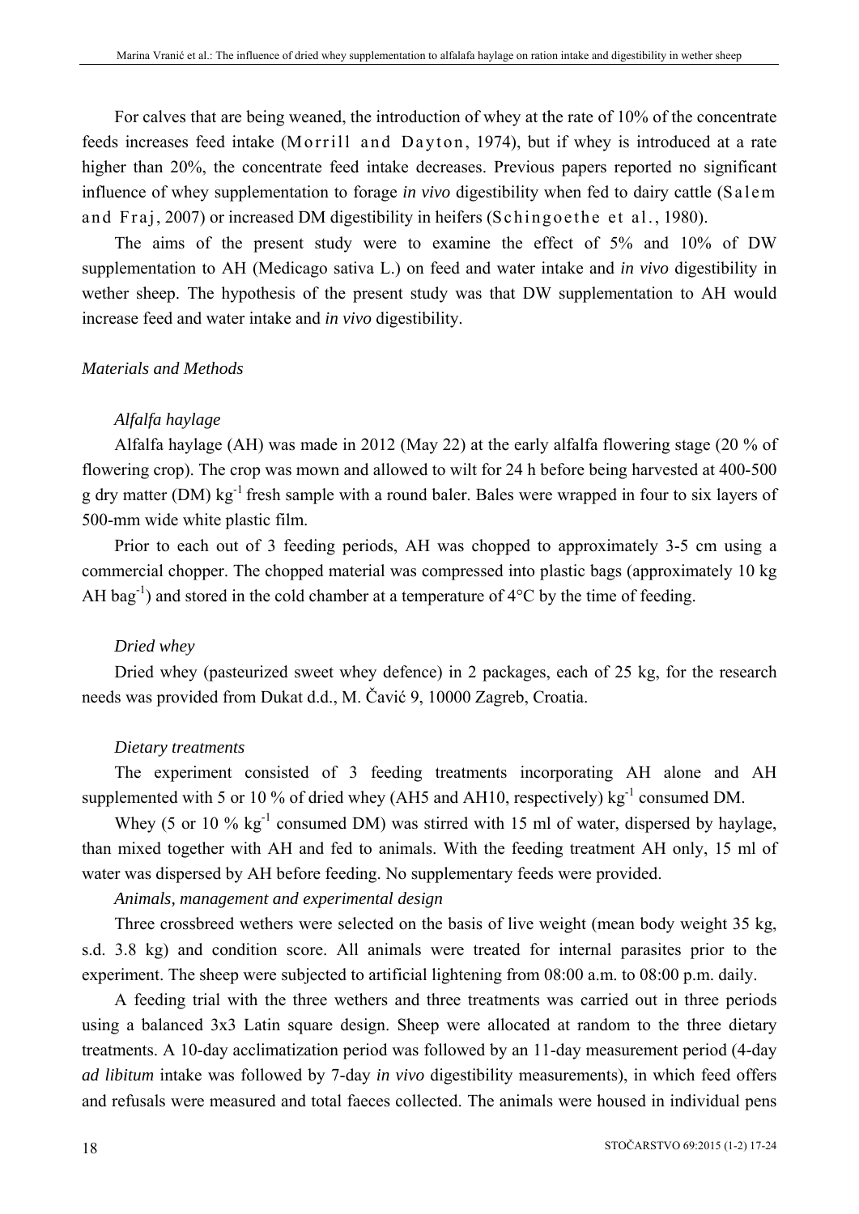For calves that are being weaned, the introduction of whey at the rate of 10% of the concentrate feeds increases feed intake (Morrill and Dayton, 1974), but if whey is introduced at a rate higher than 20%, the concentrate feed intake decreases. Previous papers reported no significant influence of whey supplementation to forage *in vivo* digestibility when fed to dairy cattle (Salem and Fraj, 2007) or increased DM digestibility in heifers (Schingoethe et al., 1980).

The aims of the present study were to examine the effect of 5% and 10% of DW supplementation to AH (Medicago sativa L.) on feed and water intake and *in vivo* digestibility in wether sheep. The hypothesis of the present study was that DW supplementation to AH would increase feed and water intake and *in vivo* digestibility.

## *Materials and Methods*

### *Alfalfa haylage*

Alfalfa haylage (AH) was made in 2012 (May 22) at the early alfalfa flowering stage (20 % of flowering crop). The crop was mown and allowed to wilt for 24 h before being harvested at 400-500 g dry matter (DM) $kg^{-1}$ fresh sample with a round baler. Bales were wrapped in four to six layers of 500-mm wide white plastic film.

Prior to each out of 3 feeding periods, AH was chopped to approximately 3-5 cm using a commercial chopper. The chopped material was compressed into plastic bags (approximately 10 kg AH $bag^{-1}$) and stored in the cold chamber at a temperature of 4°C by the time of feeding.

### *Dried whey*

Dried whey (pasteurized sweet whey defence) in 2 packages, each of 25 kg, for the research needs was provided from Dukat d.d., M. Čavić 9, 10000 Zagreb, Croatia.

### *Dietary treatments*

The experiment consisted of 3 feeding treatments incorporating AH alone and AH supplemented with 5 or 10 % of dried whey (AH5 and AH10, respectively) $kg^{-1}$ consumed DM.

Whey (5 or 10 % $kg^{-1}$ consumed DM) was stirred with 15 ml of water, dispersed by haylage, than mixed together with AH and fed to animals. With the feeding treatment AH only, 15 ml of water was dispersed by AH before feeding. No supplementary feeds were provided.

### *Animals, management and experimental design*

Three crossbreed wethers were selected on the basis of live weight (mean body weight 35 kg, s.d. 3.8 kg) and condition score. All animals were treated for internal parasites prior to the experiment. The sheep were subjected to artificial lightening from 08:00 a.m. to 08:00 p.m. daily.

A feeding trial with the three wethers and three treatments was carried out in three periods using a balanced 3x3 Latin square design. Sheep were allocated at random to the three dietary treatments. A 10-day acclimatization period was followed by an 11-day measurement period (4-day *ad libitum* intake was followed by 7-day *in vivo* digestibility measurements), in which feed offers and refusals were measured and total faeces collected. The animals were housed in individual pens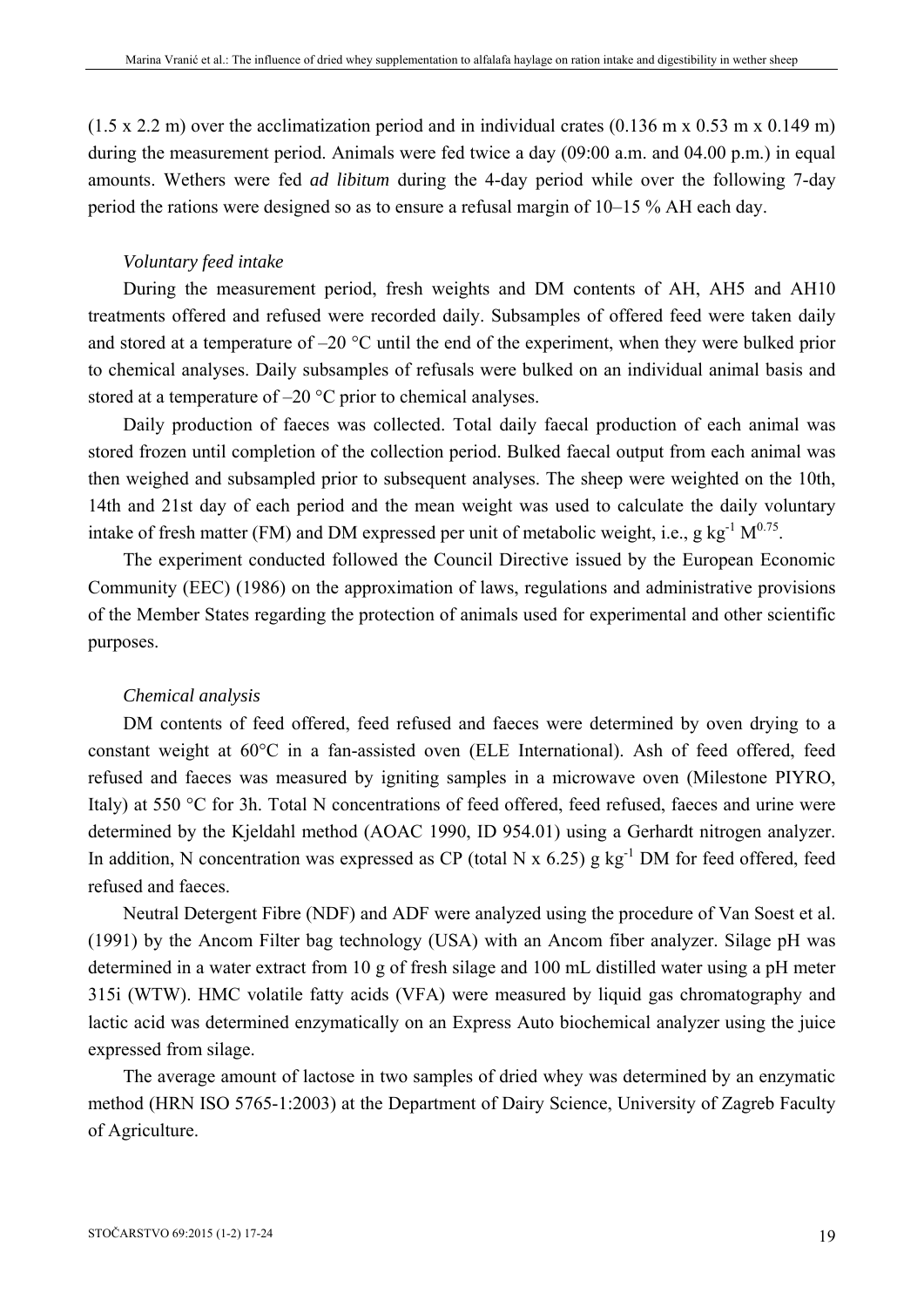(1.5 x 2.2 m) over the acclimatization period and in individual crates (0.136 m x 0.53 m x 0.149 m) during the measurement period. Animals were fed twice a day (09:00 a.m. and 04.00 p.m.) in equal amounts. Wethers were fed *ad libitum* during the 4-day period while over the following 7-day period the rations were designed so as to ensure a refusal margin of 10–15 % AH each day.

*Voluntary feed intake*

During the measurement period, fresh weights and DM contents of AH, AH5 and AH10 treatments offered and refused were recorded daily. Subsamples of offered feed were taken daily and stored at a temperature of –20 °C until the end of the experiment, when they were bulked prior to chemical analyses. Daily subsamples of refusals were bulked on an individual animal basis and stored at a temperature of –20 °C prior to chemical analyses.

Daily production of faeces was collected. Total daily faecal production of each animal was stored frozen until completion of the collection period. Bulked faecal output from each animal was then weighed and subsampled prior to subsequent analyses. The sheep were weighted on the 10th, 14th and 21st day of each period and the mean weight was used to calculate the daily voluntary intake of fresh matter (FM) and DM expressed per unit of metabolic weight, i.e., g $kg^{-1}$ $M^{0.75}$.

The experiment conducted followed the Council Directive issued by the European Economic Community (EEC) (1986) on the approximation of laws, regulations and administrative provisions of the Member States regarding the protection of animals used for experimental and other scientific purposes.

*Chemical analysis*

DM contents of feed offered, feed refused and faeces were determined by oven drying to a constant weight at 60°C in a fan-assisted oven (ELE International). Ash of feed offered, feed refused and faeces was measured by igniting samples in a microwave oven (Milestone PIYRO, Italy) at 550 °C for 3h. Total N concentrations of feed offered, feed refused, faeces and urine were determined by the Kjeldahl method (AOAC 1990, ID 954.01) using a Gerhardt nitrogen analyzer. In addition, N concentration was expressed as CP (total N x 6.25) g $kg^{-1}$ DM for feed offered, feed refused and faeces.

Neutral Detergent Fibre (NDF) and ADF were analyzed using the procedure of Van Soest et al. (1991) by the Ancom Filter bag technology (USA) with an Ancom fiber analyzer. Silage pH was determined in a water extract from 10 g of fresh silage and 100 mL distilled water using a pH meter 315i (WTW). HMC volatile fatty acids (VFA) were measured by liquid gas chromatography and lactic acid was determined enzymatically on an Express Auto biochemical analyzer using the juice expressed from silage.

The average amount of lactose in two samples of dried whey was determined by an enzymatic method (HRN ISO 5765-1:2003) at the Department of Dairy Science, University of Zagreb Faculty of Agriculture.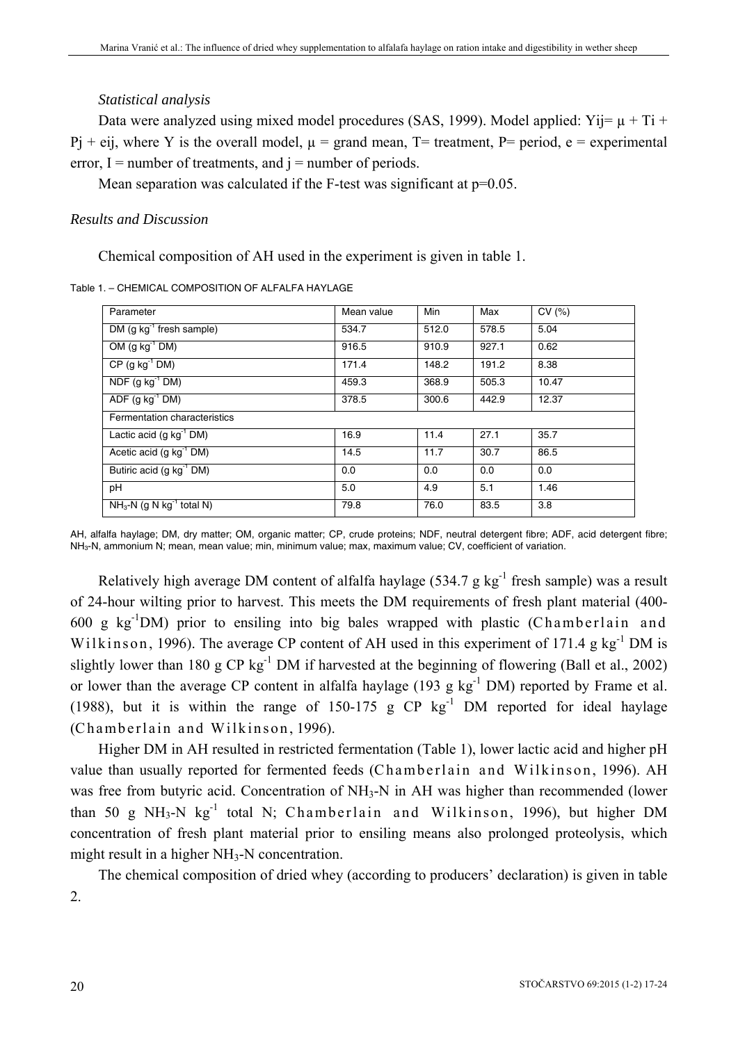### *Statistical analysis*

Data were analyzed using mixed model procedures (SAS, 1999). Model applied: $Y_{ij} = \mu + T_i + P_j + e_{ij}$, where Y is the overall model, $\mu$ = grand mean, T= treatment, P= period, e = experimental error, I = number of treatments, and j = number of periods.

Mean separation was calculated if the F-test was significant at p=0.05.

### *Results and Discussion*

Chemical composition of AH used in the experiment is given in table 1.

Table 1. – CHEMICAL COMPOSITION OF ALFALFA HAYLAGE

| Parameter | Mean value | Min | Max | CV (%) |
|---|---|---|---|---|
| DM (g $kg^{-1}$ fresh sample) | 534.7 | 512.0 | 578.5 | 5.04 |
| OM (g $kg^{-1}$ DM) | 916.5 | 910.9 | 927.1 | 0.62 |
| CP (g $kg^{-1}$ DM) | 171.4 | 148.2 | 191.2 | 8.38 |
| NDF (g $kg^{-1}$ DM) | 459.3 | 368.9 | 505.3 | 10.47 |
| ADF (g $kg^{-1}$ DM) | 378.5 | 300.6 | 442.9 | 12.37 |
| Fermentation characteristics | | | | |
| Lactic acid (g $kg^{-1}$ DM) | 16.9 | 11.4 | 27.1 | 35.7 |
| Acetic acid (g $kg^{-1}$ DM) | 14.5 | 11.7 | 30.7 | 86.5 |
| Butiric acid (g $kg^{-1}$ DM) | 0.0 | 0.0 | 0.0 | 0.0 |
| pH | 5.0 | 4.9 | 5.1 | 1.46 |
| $NH_3$-N (g N $kg^{-1}$ total N) | 79.8 | 76.0 | 83.5 | 3.8 |

AH, alfalfa haylage; DM, dry matter; OM, organic matter; CP, crude proteins; NDF, neutral detergent fibre; ADF, acid detergent fibre; $NH_3$-N, ammonium N; mean, mean value; min, minimum value; max, maximum value; CV, coefficient of variation.

Relatively high average DM content of alfalfa haylage (534.7 g $kg^{-1}$ fresh sample) was a result of 24-hour wilting prior to harvest. This meets the DM requirements of fresh plant material (400-600 g $kg^{-1}$DM) prior to ensiling into big bales wrapped with plastic (Chamberlain and Wilkinson, 1996). The average CP content of AH used in this experiment of 171.4 g $kg^{-1}$ DM is slightly lower than 180 g CP $kg^{-1}$ DM if harvested at the beginning of flowering (Ball et al., 2002) or lower than the average CP content in alfalfa haylage (193 g $kg^{-1}$ DM) reported by Frame et al. (1988), but it is within the range of 150-175 g CP $kg^{-1}$ DM reported for ideal haylage (Chamberlain and Wilkinson, 1996).

Higher DM in AH resulted in restricted fermentation (Table 1), lower lactic acid and higher pH value than usually reported for fermented feeds (Chamberlain and Wilkinson, 1996). AH was free from butyric acid. Concentration of $NH_3$-N in AH was higher than recommended (lower than 50 g $NH_3$-N $kg^{-1}$ total N; Chamberlain and Wilkinson, 1996), but higher DM concentration of fresh plant material prior to ensiling means also prolonged proteolysis, which might result in a higher $NH_3$-N concentration.

The chemical composition of dried whey (according to producers' declaration) is given in table 2.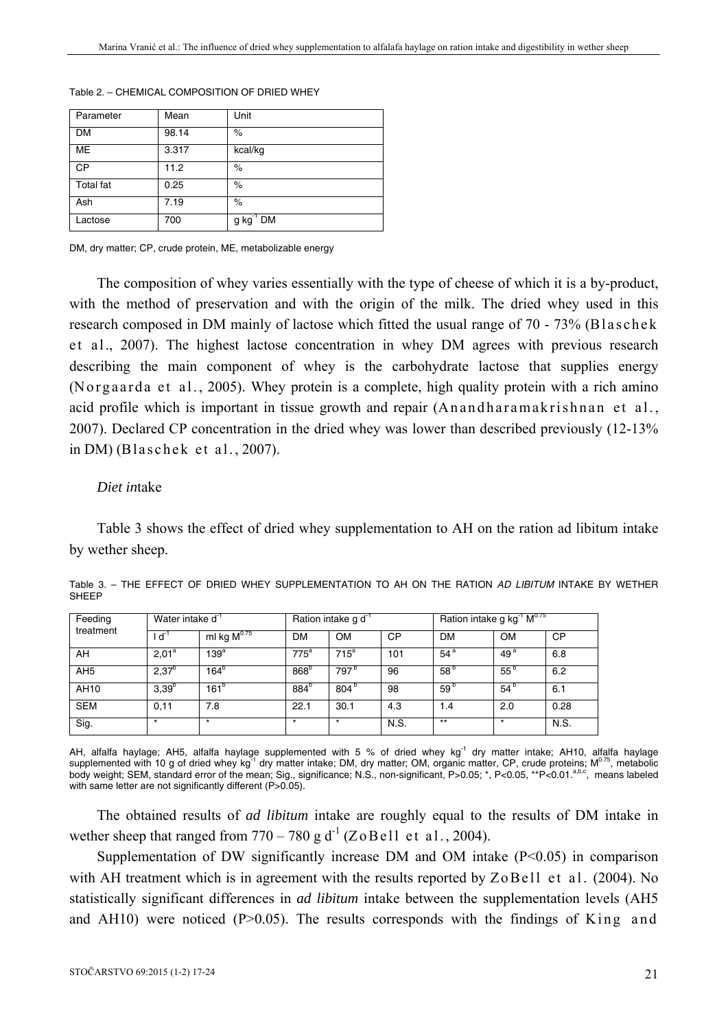Table 2. – CHEMICAL COMPOSITION OF DRIED WHEY

| Parameter | Mean | Unit |
|---|---|---|
| DM | 98.14 | % |
| ME | 3.317 | kcal/kg |
| CP | 11.2 | % |
| Total fat | 0.25 | % |
| Ash | 7.19 | % |
| Lactose | 700 | g $kg^{-1}$ DM |

DM, dry matter; CP, crude protein, ME, metabolizable energy

The composition of whey varies essentially with the type of cheese of which it is a by-product, with the method of preservation and with the origin of the milk. The dried whey used in this research composed in DM mainly of lactose which fitted the usual range of 70 - 73% (Blaschek et al., 2007). The highest lactose concentration in whey DM agrees with previous research describing the main component of whey is the carbohydrate lactose that supplies energy (Norgaarda et al., 2005). Whey protein is a complete, high quality protein with a rich amino acid profile which is important in tissue growth and repair (Anandharamakrishnan et al., 2007). Declared CP concentration in the dried whey was lower than described previously (12-13% in DM) (Blaschek et al., 2007).

### *Diet in*take

Table 3 shows the effect of dried whey supplementation to AH on the ration ad libitum intake by wether sheep.

Table 3. – THE EFFECT OF DRIED WHEY SUPPLEMENTATION TO AH ON THE RATION *AD LIBITUM* INTAKE BY WETHER SHEEP

| Feeding treatment | Water intake $d^{-1}$ | | Ration intake g $d^{-1}$ | | | Ration intake g $kg^{-1}$ $M^{0.75}$ | | |
|---|---|---|---|---|---|---|---|---|
| | l $d^{-1}$ | ml kg $M^{0.75}$ | DM | OM | CP | DM | OM | CP |
| AH | $2{,}01^{a}$ | $139^{a}$ | $775^{a}$ | $715^{a}$ | 101 | $54^{a}$ | $49^{a}$ | 6.8 |
| AH5 | $2{,}37^{b}$ | $164^{b}$ | $868^{b}$ | $797^{b}$ | 96 | $58^{b}$ | $55^{b}$ | 6.2 |
| AH10 | $3{,}39^{b}$ | $161^{b}$ | $884^{b}$ | $804^{b}$ | 98 | $59^{b}$ | $54^{b}$ | 6.1 |
| SEM | 0,11 | 7.8 | 22.1 | 30.1 | 4.3 | 1.4 | 2.0 | 0.28 |
| Sig. | * | * | * | * | N.S. | ** | * | N.S. |

AH, alfalfa haylage; AH5, alfalfa haylage supplemented with 5 % of dried whey $kg^{-1}$ dry matter intake; AH10, alfalfa haylage supplemented with 10 g of dried whey $kg^{-1}$ dry matter intake; DM, dry matter; OM, organic matter, CP, crude proteins; $M^{0.75}$, metabolic body weight; SEM, standard error of the mean; Sig., significance; N.S., non-significant, P>0.05; *, P<0.05, **P<0.01.[a,b,c], means labeled with same letter are not significantly different (P>0.05).

The obtained results of *ad libitum* intake are roughly equal to the results of DM intake in wether sheep that ranged from 770 – 780 g $d^{-1}$ (ZoBell et al., 2004).

Supplementation of DW significantly increase DM and OM intake (P<0.05) in comparison with AH treatment which is in agreement with the results reported by ZoBell et al. (2004). No statistically significant differences in *ad libitum* intake between the supplementation levels (AH5 and AH10) were noticed (P>0.05). The results corresponds with the findings of King and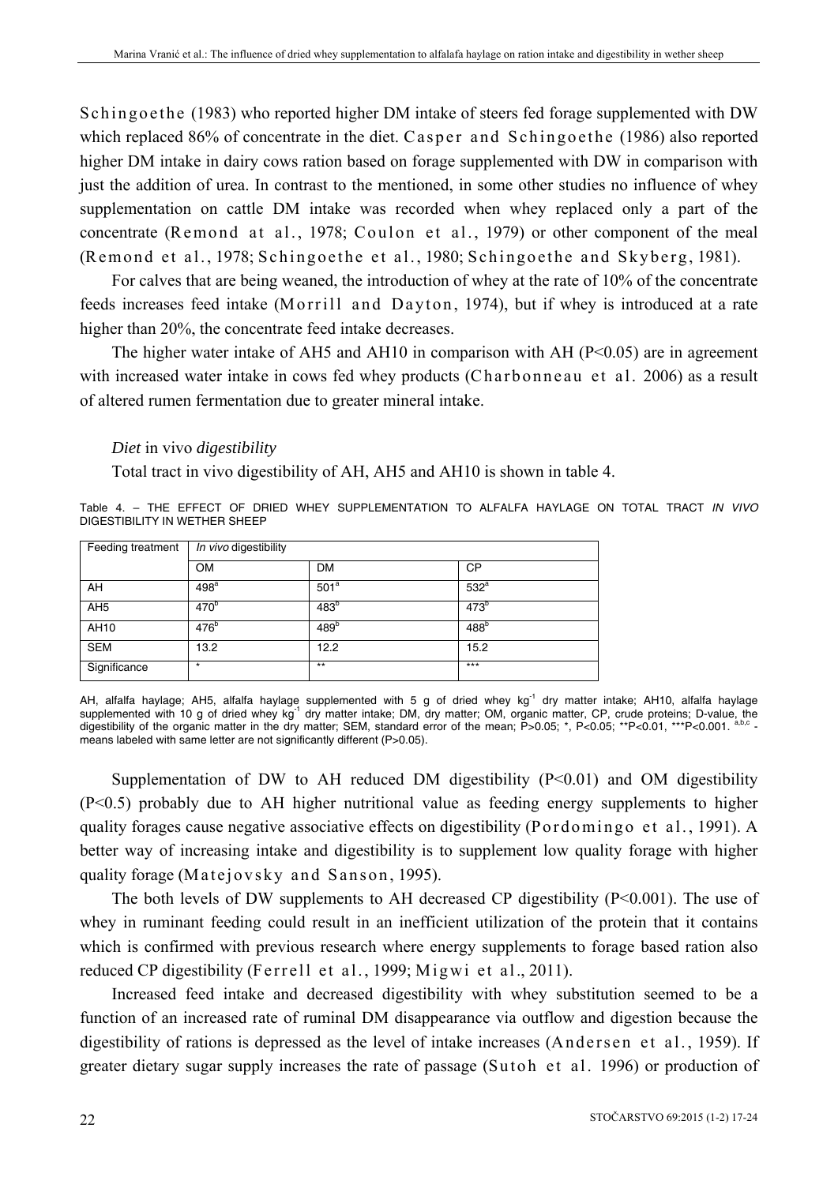Schingoethe (1983) who reported higher DM intake of steers fed forage supplemented with DW which replaced 86% of concentrate in the diet. Casper and Schingoethe (1986) also reported higher DM intake in dairy cows ration based on forage supplemented with DW in comparison with just the addition of urea. In contrast to the mentioned, in some other studies no influence of whey supplementation on cattle DM intake was recorded when whey replaced only a part of the concentrate (Remond at al., 1978; Coulon et al., 1979) or other component of the meal (Remond et al., 1978; Schingoethe et al., 1980; Schingoethe and Skyberg, 1981).

For calves that are being weaned, the introduction of whey at the rate of 10% of the concentrate feeds increases feed intake (Morrill and Dayton, 1974), but if whey is introduced at a rate higher than 20%, the concentrate feed intake decreases.

The higher water intake of AH5 and AH10 in comparison with AH ($P<0.05$) are in agreement with increased water intake in cows fed whey products (Charbonneau et al. 2006) as a result of altered rumen fermentation due to greater mineral intake.

*Diet* in vivo *digestibility*

Total tract in vivo digestibility of AH, AH5 and AH10 is shown in table 4.

Table 4. – THE EFFECT OF DRIED WHEY SUPPLEMENTATION TO ALFALFA HAYLAGE ON TOTAL TRACT *IN VIVO* DIGESTIBILITY IN WETHER SHEEP

| Feeding treatment | *In vivo* digestibility | | |
|---|---|---|---|
| | OM | DM | CP |
| AH | 498[a] | 501[a] | 532[a] |
| AH5 | 470[b] | 483[b] | 473[b] |
| AH10 | 476[b] | 489[b] | 488[b] |
| SEM | 13.2 | 12.2 | 15.2 |
| Significance | * | ** | *** |

AH, alfalfa haylage; AH5, alfalfa haylage supplemented with 5 g of dried whey $kg^{-1}$ dry matter intake; AH10, alfalfa haylage supplemented with 10 g of dried whey $kg^{-1}$ dry matter intake; DM, dry matter; OM, organic matter, CP, crude proteins; D-value, the digestibility of the organic matter in the dry matter; SEM, standard error of the mean; $P>0.05$; *, $P<0.05$; **$P<0.01$, ***$P<0.001$. [a,b,c] - means labeled with same letter are not significantly different ($P>0.05$).

Supplementation of DW to AH reduced DM digestibility ($P<0.01$) and OM digestibility ($P<0.5$) probably due to AH higher nutritional value as feeding energy supplements to higher quality forages cause negative associative effects on digestibility (Pordomingo et al., 1991). A better way of increasing intake and digestibility is to supplement low quality forage with higher quality forage (Matejovsky and Sanson, 1995).

The both levels of DW supplements to AH decreased CP digestibility ($P<0.001$). The use of whey in ruminant feeding could result in an inefficient utilization of the protein that it contains which is confirmed with previous research where energy supplements to forage based ration also reduced CP digestibility (Ferrell et al., 1999; Migwi et al., 2011).

Increased feed intake and decreased digestibility with whey substitution seemed to be a function of an increased rate of ruminal DM disappearance via outflow and digestion because the digestibility of rations is depressed as the level of intake increases (Andersen et al., 1959). If greater dietary sugar supply increases the rate of passage (Sutoh et al. 1996) or production of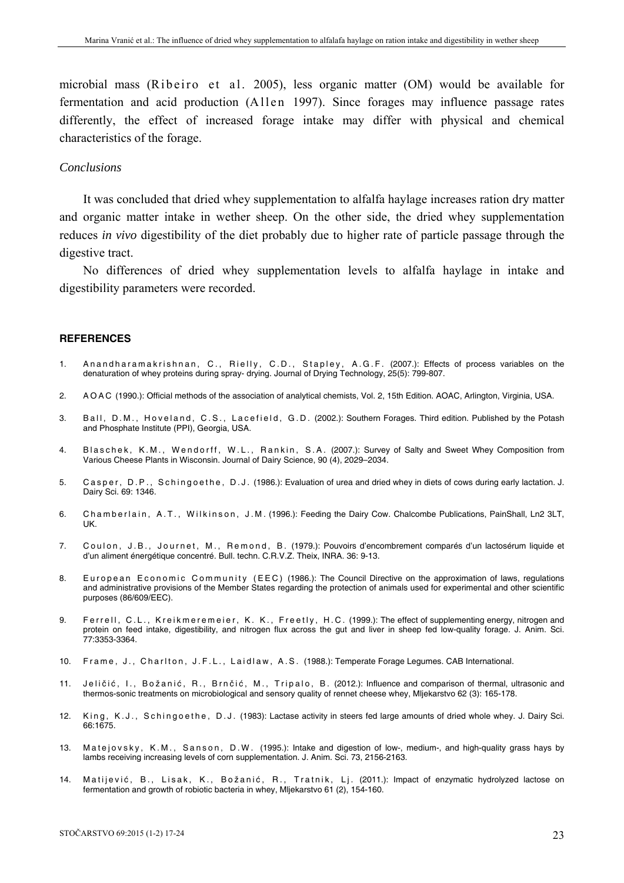microbial mass (Ribeiro et al. 2005), less organic matter (OM) would be available for fermentation and acid production (Allen 1997). Since forages may influence passage rates differently, the effect of increased forage intake may differ with physical and chemical characteristics of the forage.

*Conclusions*

It was concluded that dried whey supplementation to alfalfa haylage increases ration dry matter and organic matter intake in wether sheep. On the other side, the dried whey supplementation reduces *in vivo* digestibility of the diet probably due to higher rate of particle passage through the digestive tract.

No differences of dried whey supplementation levels to alfalfa haylage in intake and digestibility parameters were recorded.

## REFERENCES

1. Anandharamakrishnan, C., Rielly, C.D., Stapley, A.G.F. (2007.): Effects of process variables on the denaturation of whey proteins during spray- drying. Journal of Drying Technology, 25(5): 799-807.
2. AOAC (1990.): Official methods of the association of analytical chemists, Vol. 2, 15th Edition. AOAC, Arlington, Virginia, USA.
3. Ball, D.M., Hoveland, C.S., Lacefield, G.D. (2002.): Southern Forages. Third edition. Published by the Potash and Phosphate Institute (PPI), Georgia, USA.
4. Blaschek, K.M., Wendorff, W.L., Rankin, S.A. (2007.): Survey of Salty and Sweet Whey Composition from Various Cheese Plants in Wisconsin. Journal of Dairy Science, 90 (4), 2029–2034.
5. Casper, D.P., Schingoethe, D.J. (1986.): Evaluation of urea and dried whey in diets of cows during early lactation. J. Dairy Sci. 69: 1346.
6. Chamberlain, A.T., Wilkinson, J.M. (1996.): Feeding the Dairy Cow. Chalcombe Publications, PainShall, Ln2 3LT, UK.
7. Coulon, J.B., Journet, M., Remond, B. (1979.): Pouvoirs d'encombrement comparés d'un lactosérum liquide et d'un aliment énergétique concentré. Bull. techn. C.R.V.Z. Theix, INRA. 36: 9-13.
8. European Economic Community (EEC) (1986.): The Council Directive on the approximation of laws, regulations and administrative provisions of the Member States regarding the protection of animals used for experimental and other scientific purposes (86/609/EEC).
9. Ferrell, C.L., Kreikmeremeier, K. K., Freetly, H.C. (1999.): The effect of supplementing energy, nitrogen and protein on feed intake, digestibility, and nitrogen flux across the gut and liver in sheep fed low-quality forage. J. Anim. Sci. 77:3353-3364.
10. Frame, J., Charlton, J.F.L., Laidlaw, A.S. (1988.): Temperate Forage Legumes. CAB International.
11. Jeličić, I., Božanić, R., Brnčić, M., Tripalo, B. (2012.): Influence and comparison of thermal, ultrasonic and thermos-sonic treatments on microbiological and sensory quality of rennet cheese whey, Mljekarstvo 62 (3): 165-178.
12. King, K.J., Schingoethe, D.J. (1983): Lactase activity in steers fed large amounts of dried whole whey. J. Dairy Sci. 66:1675.
13. Matejovsky, K.M., Sanson, D.W. (1995.): Intake and digestion of low-, medium-, and high-quality grass hays by lambs receiving increasing levels of corn supplementation. J. Anim. Sci. 73, 2156-2163.
14. Matijević, B., Lisak, K., Božanić, R., Tratnik, Lj. (2011.): Impact of enzymatic hydrolyzed lactose on fermentation and growth of robiotic bacteria in whey, Mljekarstvo 61 (2), 154-160.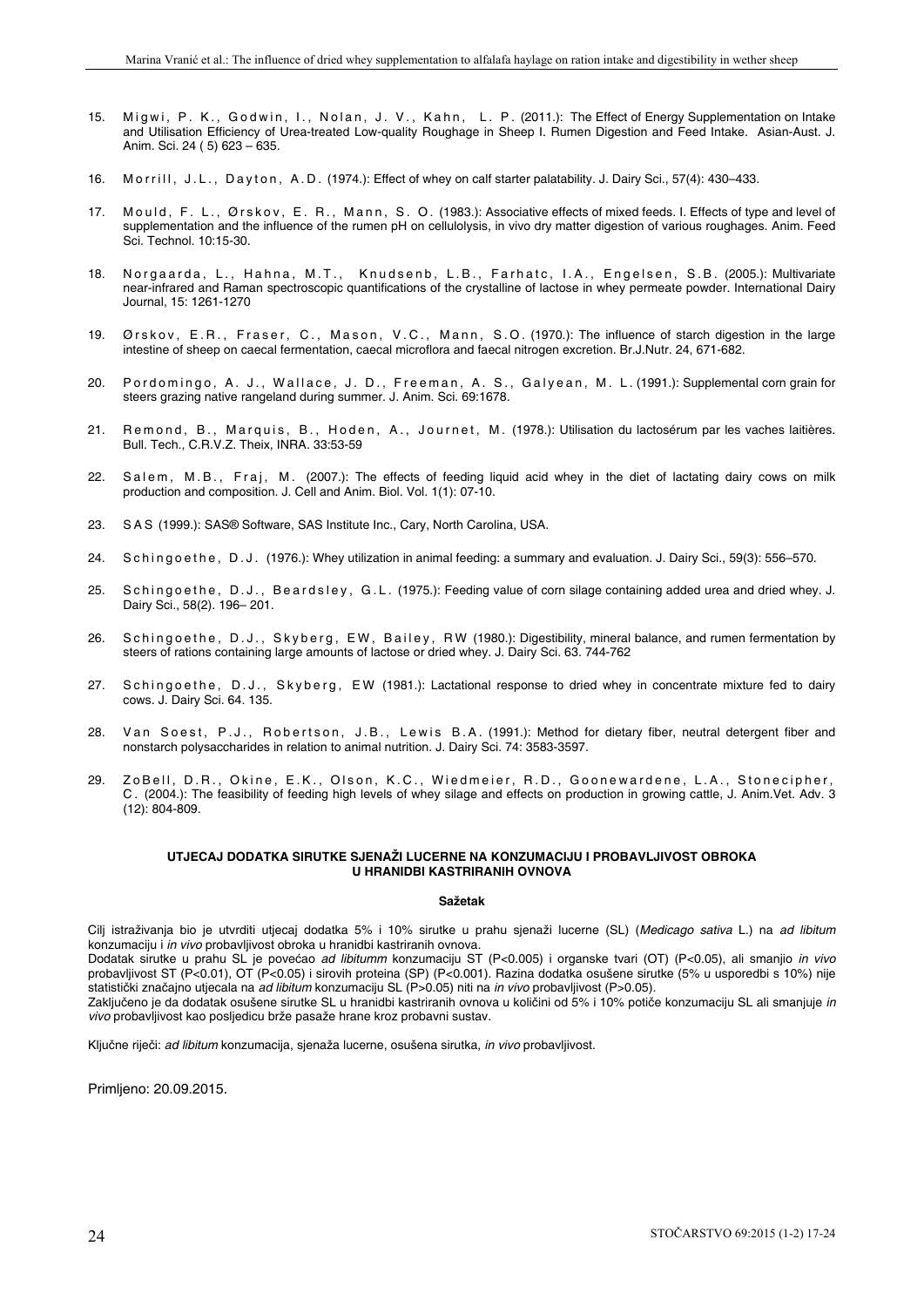15. Migwi, P. K., Godwin, I., Nolan, J. V., Kahn, L. P. (2011.): The Effect of Energy Supplementation on Intake and Utilisation Efficiency of Urea-treated Low-quality Roughage in Sheep I. Rumen Digestion and Feed Intake. Asian-Aust. J. Anim. Sci. 24 ( 5) 623 – 635.

16. Morrill, J.L., Dayton, A.D. (1974.): Effect of whey on calf starter palatability. J. Dairy Sci., 57(4): 430–433.

17. Mould, F. L., Ørskov, E. R., Mann, S. O. (1983.): Associative effects of mixed feeds. I. Effects of type and level of supplementation and the influence of the rumen pH on cellulolysis, in vivo dry matter digestion of various roughages. Anim. Feed Sci. Technol. 10:15-30.

18. Norgaarda, L., Hahna, M.T., Knudsenb, L.B., Farhatc, I.A., Engelsen, S.B. (2005.): Multivariate near-infrared and Raman spectroscopic quantifications of the crystalline of lactose in whey permeate powder. International Dairy Journal, 15: 1261-1270

19. Ørskov, E.R., Fraser, C., Mason, V.C., Mann, S.O. (1970.): The influence of starch digestion in the large intestine of sheep on caecal fermentation, caecal microflora and faecal nitrogen excretion. Br.J.Nutr. 24, 671-682.

20. Pordomingo, A. J., Wallace, J. D., Freeman, A. S., Galyean, M. L. (1991.): Supplemental corn grain for steers grazing native rangeland during summer. J. Anim. Sci. 69:1678.

21. Remond, B., Marquis, B., Hoden, A., Journet, M. (1978.): Utilisation du lactosérum par les vaches laitières. Bull. Tech., C.R.V.Z. Theix, INRA. 33:53-59

22. Salem, M.B., Fraj, M. (2007.): The effects of feeding liquid acid whey in the diet of lactating dairy cows on milk production and composition. J. Cell and Anim. Biol. Vol. 1(1): 07-10.

23. SAS (1999.): SAS® Software, SAS Institute Inc., Cary, North Carolina, USA.

24. Schingoethe, D.J. (1976.): Whey utilization in animal feeding: a summary and evaluation. J. Dairy Sci., 59(3): 556–570.

25. Schingoethe, D.J., Beardsley, G.L. (1975.): Feeding value of corn silage containing added urea and dried whey. J. Dairy Sci., 58(2). 196– 201.

26. Schingoethe, D.J., Skyberg, EW, Bailey, RW (1980.): Digestibility, mineral balance, and rumen fermentation by steers of rations containing large amounts of lactose or dried whey. J. Dairy Sci. 63. 744-762

27. Schingoethe, D.J., Skyberg, EW (1981.): Lactational response to dried whey in concentrate mixture fed to dairy cows. J. Dairy Sci. 64. 135.

28. Van Soest, P.J., Robertson, J.B., Lewis B.A. (1991.): Method for dietary fiber, neutral detergent fiber and nonstarch polysaccharides in relation to animal nutrition. J. Dairy Sci. 74: 3583-3597.

29. ZoBell, D.R., Okine, E.K., Olson, K.C., Wiedmeier, R.D., Goonewardene, L.A., Stonecipher, C. (2004.): The feasibility of feeding high levels of whey silage and effects on production in growing cattle, J. Anim.Vet. Adv. 3 (12): 804-809.

## UTJECAJ DODATKA SIRUTKE SJENAŽI LUCERNE NA KONZUMACIJU I PROBAVLJIVOST OBROKA U HRANIDBI KASTRIRANIH OVNOVA

### Sažetak

Cilj istraživanja bio je utvrditi utjecaj dodatka 5% i 10% sirutke u prahu sjenaži lucerne (SL) (*Medicago sativa* L.) na *ad libitum* konzumaciju i *in vivo* probavljivost obroka u hranidbi kastriranih ovnova.

Dodatak sirutke u prahu SL je povećao *ad libitumm* konzumaciju ST ($P<0.005$) i organske tvari (OT) ($P<0.05$), ali smanjio *in vivo* probavljivost ST ($P<0.01$), OT ($P<0.05$) i sirovih proteina (SP) ($P<0.001$). Razina dodatka osušene sirutke (5% u usporedbi s 10%) nije statistički značajno utjecala na *ad libitum* konzumaciju SL ($P>0.05$) niti na *in vivo* probavljivost ($P>0.05$).

Zaključeno je da dodatak osušene sirutke SL u hranidbi kastriranih ovnova u količini od 5% i 10% potiče konzumaciju SL ali smanjuje *in vivo* probavljivost kao posljedicu brže pasaže hrane kroz probavni sustav.

Ključne riječi: *ad libitum* konzumacija, sjenaža lucerne, osušena sirutka, *in vivo* probavljivost.

Primljeno: 20.09.2015.